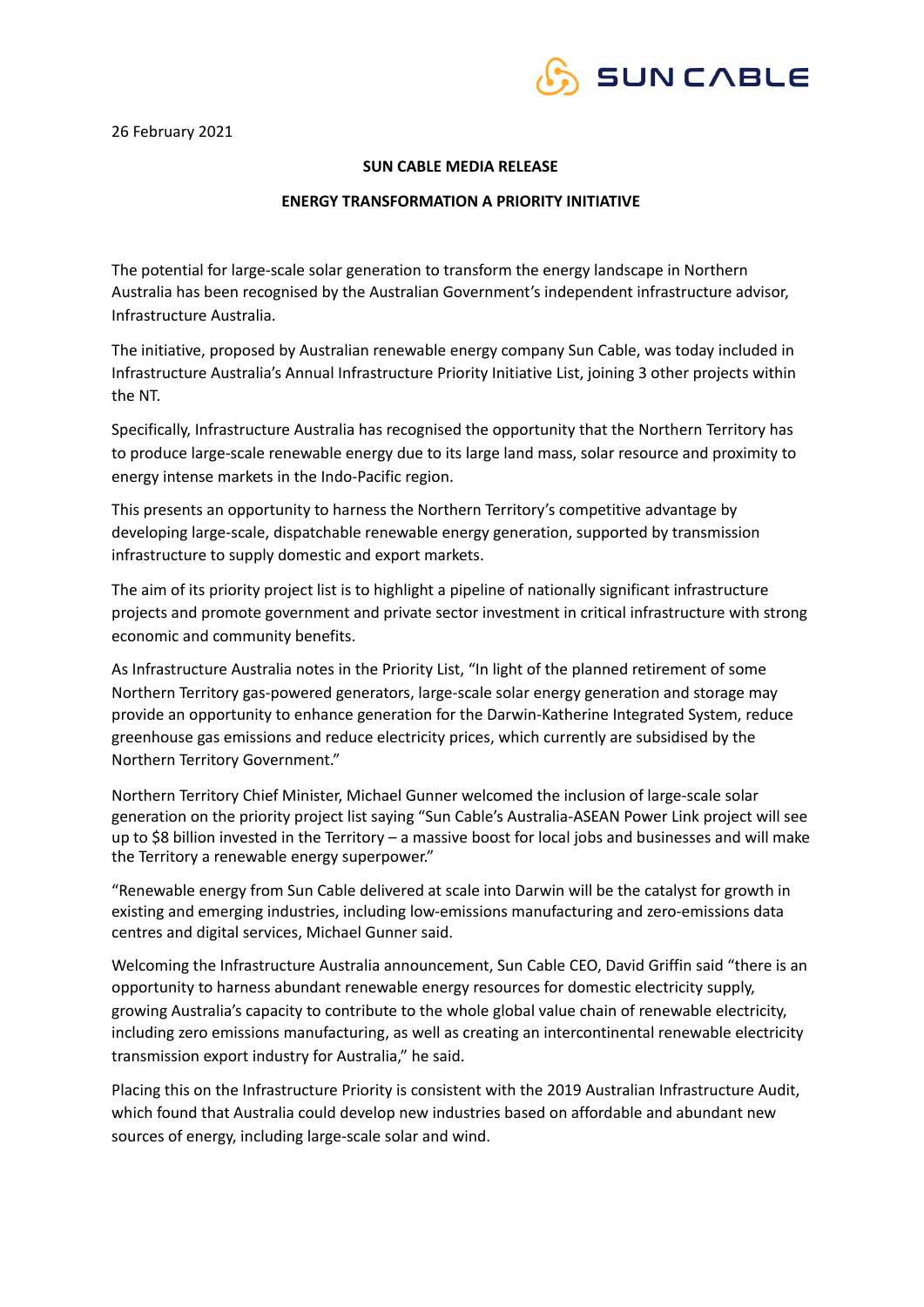26 February 2021

**SUN CABLE MEDIA RELEASE**

**ENERGY TRANSFORMATION A PRIORITY INITIATIVE**

The potential for large-scale solar generation to transform the energy landscape in Northern Australia has been recognised by the Australian Government's independent infrastructure advisor, Infrastructure Australia.

The initiative, proposed by Australian renewable energy company Sun Cable, was today included in Infrastructure Australia's Annual Infrastructure Priority Initiative List, joining 3 other projects within the NT.

Specifically, Infrastructure Australia has recognised the opportunity that the Northern Territory has to produce large-scale renewable energy due to its large land mass, solar resource and proximity to energy intense markets in the Indo-Pacific region.

This presents an opportunity to harness the Northern Territory's competitive advantage by developing large-scale, dispatchable renewable energy generation, supported by transmission infrastructure to supply domestic and export markets.

The aim of its priority project list is to highlight a pipeline of nationally significant infrastructure projects and promote government and private sector investment in critical infrastructure with strong economic and community benefits.

As Infrastructure Australia notes in the Priority List, "In light of the planned retirement of some Northern Territory gas-powered generators, large-scale solar energy generation and storage may provide an opportunity to enhance generation for the Darwin-Katherine Integrated System, reduce greenhouse gas emissions and reduce electricity prices, which currently are subsidised by the Northern Territory Government."

Northern Territory Chief Minister, Michael Gunner welcomed the inclusion of large-scale solar generation on the priority project list saying "Sun Cable's Australia-ASEAN Power Link project will see up to $8 billion invested in the Territory – a massive boost for local jobs and businesses and will make the Territory a renewable energy superpower."

"Renewable energy from Sun Cable delivered at scale into Darwin will be the catalyst for growth in existing and emerging industries, including low-emissions manufacturing and zero-emissions data centres and digital services, Michael Gunner said.

Welcoming the Infrastructure Australia announcement, Sun Cable CEO, David Griffin said "there is an opportunity to harness abundant renewable energy resources for domestic electricity supply, growing Australia's capacity to contribute to the whole global value chain of renewable electricity, including zero emissions manufacturing, as well as creating an intercontinental renewable electricity transmission export industry for Australia," he said.

Placing this on the Infrastructure Priority is consistent with the 2019 Australian Infrastructure Audit, which found that Australia could develop new industries based on affordable and abundant new sources of energy, including large-scale solar and wind.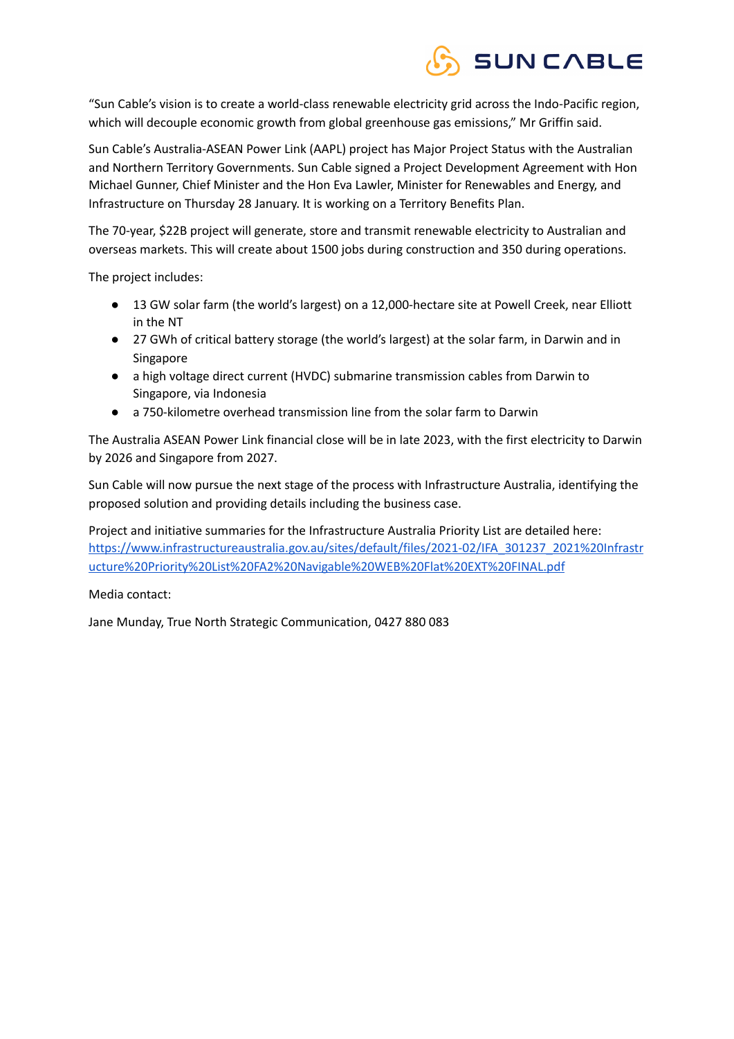"Sun Cable's vision is to create a world-class renewable electricity grid across the Indo-Pacific region, which will decouple economic growth from global greenhouse gas emissions," Mr Griffin said.

Sun Cable's Australia-ASEAN Power Link (AAPL) project has Major Project Status with the Australian and Northern Territory Governments. Sun Cable signed a Project Development Agreement with Hon Michael Gunner, Chief Minister and the Hon Eva Lawler, Minister for Renewables and Energy, and Infrastructure on Thursday 28 January. It is working on a Territory Benefits Plan.

The 70-year, $22B project will generate, store and transmit renewable electricity to Australian and overseas markets. This will create about 1500 jobs during construction and 350 during operations.

The project includes:

- 13 GW solar farm (the world's largest) on a 12,000-hectare site at Powell Creek, near Elliott in the NT
- 27 GWh of critical battery storage (the world's largest) at the solar farm, in Darwin and in Singapore
- a high voltage direct current (HVDC) submarine transmission cables from Darwin to Singapore, via Indonesia
- a 750-kilometre overhead transmission line from the solar farm to Darwin

The Australia ASEAN Power Link financial close will be in late 2023, with the first electricity to Darwin by 2026 and Singapore from 2027.

Sun Cable will now pursue the next stage of the process with Infrastructure Australia, identifying the proposed solution and providing details including the business case.

Project and initiative summaries for the Infrastructure Australia Priority List are detailed here: https://www.infrastructureaustralia.gov.au/sites/default/files/2021-02/IFA_301237_2021%20Infrastructure%20Priority%20List%20FA2%20Navigable%20WEB%20Flat%20EXT%20FINAL.pdf

Media contact:

Jane Munday, True North Strategic Communication, 0427 880 083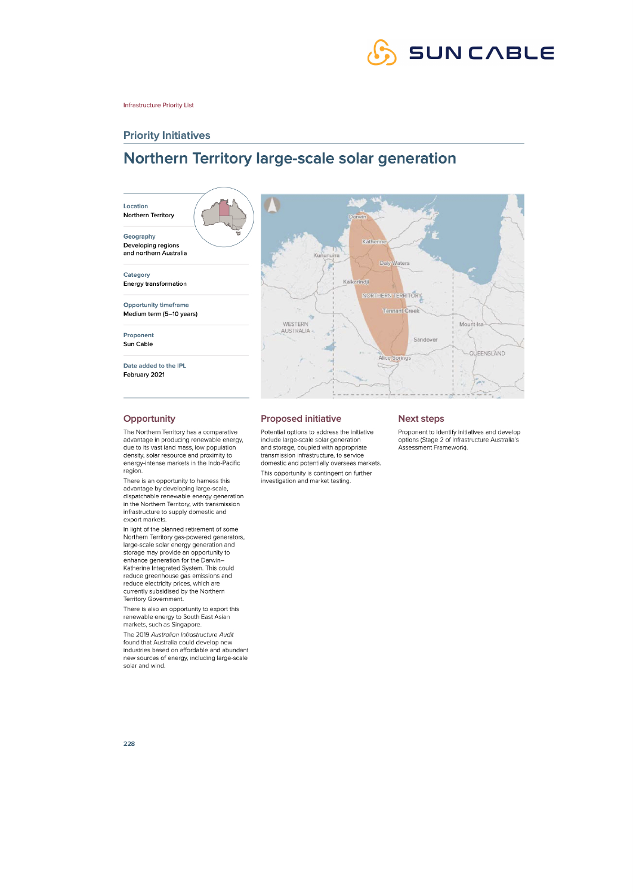Infrastructure Priority List

## Priority Initiatives

# Northern Territory large-scale solar generation

**Location**
Northern Territory

**Geography**
Developing regions and northern Australia

**Category**
Energy transformation

**Opportunity timeframe**
Medium term (5–10 years)

**Proponent**
Sun Cable

**Date added to the IPL**
February 2021

## Opportunity

The Northern Territory has a comparative advantage in producing renewable energy, due to its vast land mass, low population density, solar resource and proximity to energy-intense markets in the Indo-Pacific region.

There is an opportunity to harness this advantage by developing large-scale, dispatchable renewable energy generation in the Northern Territory, with transmission infrastructure to supply domestic and export markets.

In light of the planned retirement of some Northern Territory gas-powered generators, large-scale solar energy generation and storage may provide an opportunity to enhance generation for the Darwin–Katherine Integrated System. This could reduce greenhouse gas emissions and reduce electricity prices, which are currently subsidised by the Northern Territory Government.

There is also an opportunity to export this renewable energy to South East Asian markets, such as Singapore.

The 2019 *Australian Infrastructure Audit* found that Australia could develop new industries based on affordable and abundant new sources of energy, including large-scale solar and wind.

## Proposed initiative

Potential options to address the initiative include large-scale solar generation and storage, coupled with appropriate transmission infrastructure, to service domestic and potentially overseas markets.

This opportunity is contingent on further investigation and market testing.

## Next steps

Proponent to identify initiatives and develop options (Stage 2 of Infrastructure Australia's Assessment Framework).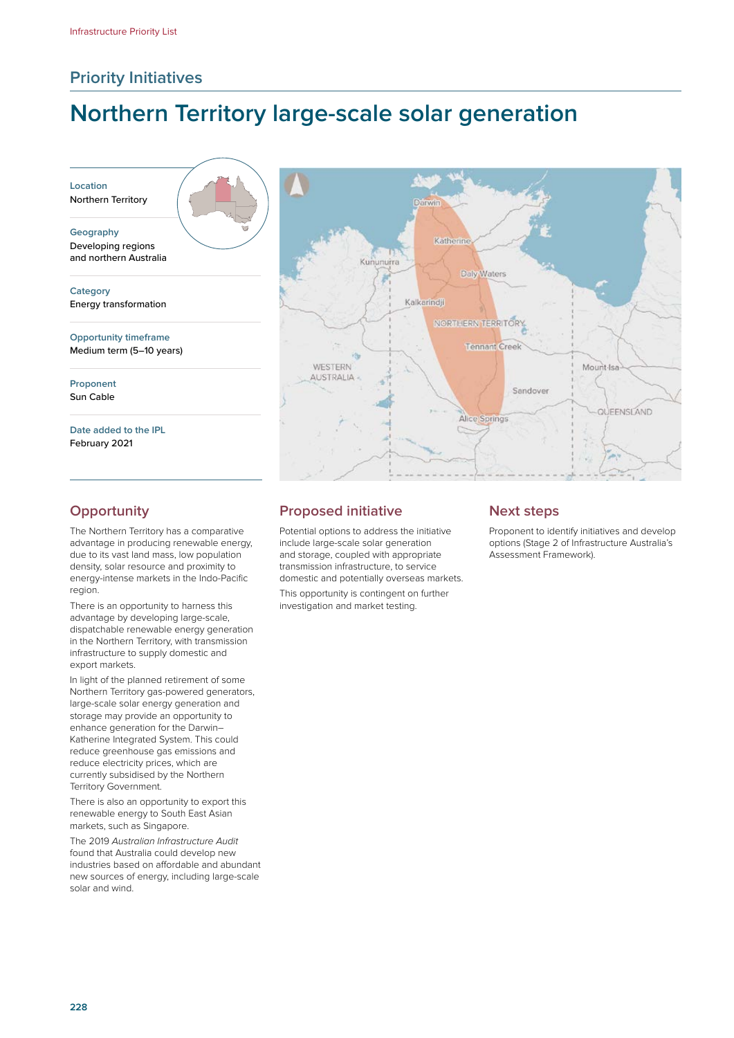## Priority Initiatives

# Northern Territory large-scale solar generation

**Location**
Northern Territory

**Geography**
Developing regions and northern Australia

**Category**
Energy transformation

**Opportunity timeframe**
Medium term (5–10 years)

**Proponent**
Sun Cable

**Date added to the IPL**
February 2021

Darwin
Katherine
Kununurra
Daly Waters
Kalkarindji
NORTHERN TERRITORY
Tennant Creek
WESTERN AUSTRALIA
Mount Isa
Sandover
QUEENSLAND
Alice Springs

## Opportunity

The Northern Territory has a comparative advantage in producing renewable energy, due to its vast land mass, low population density, solar resource and proximity to energy-intense markets in the Indo-Pacific region.

There is an opportunity to harness this advantage by developing large-scale, dispatchable renewable energy generation in the Northern Territory, with transmission infrastructure to supply domestic and export markets.

In light of the planned retirement of some Northern Territory gas-powered generators, large-scale solar energy generation and storage may provide an opportunity to enhance generation for the Darwin–Katherine Integrated System. This could reduce greenhouse gas emissions and reduce electricity prices, which are currently subsidised by the Northern Territory Government.

There is also an opportunity to export this renewable energy to South East Asian markets, such as Singapore.

The 2019 *Australian Infrastructure Audit* found that Australia could develop new industries based on affordable and abundant new sources of energy, including large-scale solar and wind.

## Proposed initiative

Potential options to address the initiative include large-scale solar generation and storage, coupled with appropriate transmission infrastructure, to service domestic and potentially overseas markets.

This opportunity is contingent on further investigation and market testing.

## Next steps

Proponent to identify initiatives and develop options (Stage 2 of Infrastructure Australia's Assessment Framework).